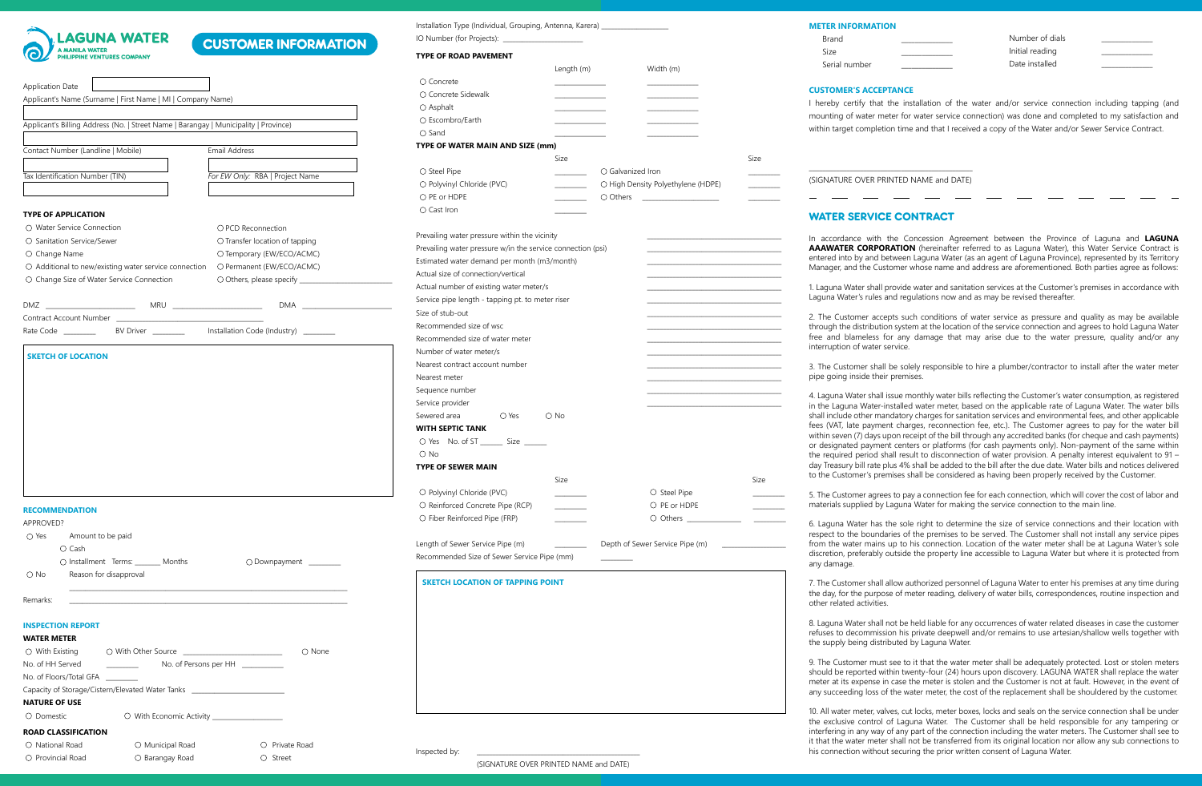**LAGUNA WATER**
A MANILA WATER PHILIPPINE VENTURES COMPANY

# CUSTOMER INFORMATION

Application Date

Applicant's Name (Surname | First Name | MI | Company Name)

Applicant's Billing Address (No. | Street Name | Barangay | Municipality | Province)

Contact Number (Landline | Mobile)

Email Address

Tax Identification Number (TIN)

*For EW Only:* RBA | Project Name

### TYPE OF APPLICATION

- ○ Water Service Connection
- ○ Sanitation Service/Sewer
- ○ Change Name
- ○ Additional to new/existing water service connection
- ○ Change Size of Water Service Connection
- ○ PCD Reconnection
- ○ Transfer location of tapping
- ○ Temporary (EW/ECO/ACMC)
- ○ Permanent (EW/ECO/ACMC)
- ○ Others, please specify ______________________

DMZ ____________________ MRU ____________________ DMA ____________________

Contract Account Number ______________________________

Rate Code ________ BV Driver ________ Installation Code (Industry) ________

### SKETCH OF LOCATION

### RECOMMENDATION

APPROVED?

○ Yes Amount to be paid

- ○ Cash
- ○ Installment Terms: _______ Months ○ Downpayment ________

○ No Reason for disapproval

______________________________________________

Remarks: ______________________________________________

### INSPECTION REPORT

**WATER METER**

○ With Existing ○ With Other Source ______________________ ○ None

No. of HH Served ________ No. of Persons per HH ________

No. of Floors/Total GFA ________

Capacity of Storage/Cistern/Elevated Water Tanks ______________________

**NATURE OF USE**

○ Domestic ○ With Economic Activity ________________

**ROAD CLASSIFICATION**

- ○ National Road
- ○ Provincial Road
- ○ Municipal Road
- ○ Barangay Road
- ○ Private Road
- ○ Street

Installation Type (Individual, Grouping, Antenna, Karera) ________________

IO Number (for Projects): ______________________

**TYPE OF ROAD PAVEMENT**

| | Length (m) | Width (m) |
|---|---|---|
| ○ Concrete | | |
| ○ Concrete Sidewalk | | |
| ○ Asphalt | | |
| ○ Escombro/Earth | | |
| ○ Sand | | |

**TYPE OF WATER MAIN AND SIZE (mm)**

| | Size | | Size |
|---|---|---|---|
| ○ Steel Pipe | | ○ Galvanized Iron | |
| ○ Polyvinyl Chloride (PVC) | | ○ High Density Polyethylene (HDPE) | |
| ○ PE or HDPE | | ○ Others ________ | |
| ○ Cast Iron | | | |

Prevailing water pressure within the vicinity ____________________

Prevailing water pressure w/in the service connection (psi) ____________________

Estimated water demand per month (m3/month) ____________________

Actual size of connection/vertical ____________________

Actual number of existing water meter/s ____________________

Service pipe length - tapping pt. to meter riser ____________________

Size of stub-out ____________________

Recommended size of wsc ____________________

Recommended size of water meter ____________________

Number of water meter/s ____________________

Nearest contract account number ____________________

Nearest meter ____________________

Sequence number ____________________

Service provider ____________________

Sewered area ○ Yes ○ No

**WITH SEPTIC TANK**

○ Yes No. of ST ______ Size ______

○ No

**TYPE OF SEWER MAIN**

| | Size | | Size |
|---|---|---|---|
| ○ Polyvinyl Chloride (PVC) | | ○ Steel Pipe | |
| ○ Reinforced Concrete Pipe (RCP) | | ○ PE or HDPE | |
| ○ Fiber Reinforced Pipe (FRP) | | ○ Others ________ | |

Length of Sewer Service Pipe (m) ________ Depth of Sewer Service Pipe (m) ________

Recommended Size of Sewer Service Pipe (mm) ________

### SKETCH LOCATION OF TAPPING POINT

Inspected by: ______________________________

(SIGNATURE OVER PRINTED NAME and DATE)

### METER INFORMATION

Brand ____________ Number of dials ____________

Size ____________ Initial reading ____________

Serial number ____________ Date installed ____________

### CUSTOMER'S ACCEPTANCE

I hereby certify that the installation of the water and/or service connection including tapping (and mounting of water meter for water service connection) was done and completed to my satisfaction and within target completion time and that I received a copy of the Water and/or Sewer Service Contract.

______________________________

(SIGNATURE OVER PRINTED NAME and DATE)

## WATER SERVICE CONTRACT

In accordance with the Concession Agreement between the Province of Laguna and **LAGUNA AAAWATER CORPORATION** (hereinafter referred to as Laguna Water), this Water Service Contract is entered into by and between Laguna Water (as an agent of Laguna Province), represented by its Territory Manager, and the Customer whose name and address are aforementioned. Both parties agree as follows:

1. Laguna Water shall provide water and sanitation services at the Customer's premises in accordance with Laguna Water's rules and regulations now and as may be revised thereafter.

2. The Customer accepts such conditions of water service as pressure and quality as may be available through the distribution system at the location of the service connection and agrees to hold Laguna Water free and blameless for any damage that may arise due to the water pressure, quality and/or any interruption of water service.

3. The Customer shall be solely responsible to hire a plumber/contractor to install after the water meter pipe going inside their premises.

4. Laguna Water shall issue monthly water bills reflecting the Customer's water consumption, as registered in the Laguna Water-installed water meter, based on the applicable rate of Laguna Water. The water bills shall include other mandatory charges for sanitation services and environmental fees, and other applicable fees (VAT, late payment charges, reconnection fee, etc.). The Customer agrees to pay for the water bill within seven (7) days upon receipt of the bill through any accredited banks (for cheque and cash payments) or designated payment centers or platforms (for cash payments only). Non-payment of the same within the required period shall result to disconnection of water provision. A penalty interest equivalent to 91 – day Treasury bill rate plus 4% shall be added to the bill after the due date. Water bills and notices delivered to the Customer's premises shall be considered as having been properly received by the Customer.

5. The Customer agrees to pay a connection fee for each connection, which will cover the cost of labor and materials supplied by Laguna Water for making the service connection to the main line.

6. Laguna Water has the sole right to determine the size of service connections and their location with respect to the boundaries of the premises to be served. The Customer shall not install any service pipes from the water mains up to his connection. Location of the water meter shall be at Laguna Water's sole discretion, preferably outside the property line accessible to Laguna Water but where it is protected from any damage.

7. The Customer shall allow authorized personnel of Laguna Water to enter his premises at any time during the day, for the purpose of meter reading, delivery of water bills, correspondences, routine inspection and other related activities.

8. Laguna Water shall not be held liable for any occurrences of water related diseases in case the customer refuses to decommission his private deepwell and/or remains to use artesian/shallow wells together with the supply being distributed by Laguna Water.

9. The Customer must see to it that the water meter shall be adequately protected. Lost or stolen meters should be reported within twenty-four (24) hours upon discovery. LAGUNA WATER shall replace the water meter at its expense in case the meter is stolen and the Customer is not at fault. However, in the event of any succeeding loss of the water meter, the cost of the replacement shall be shouldered by the customer.

10. All water meter, valves, cut locks, meter boxes, locks and seals on the service connection shall be under the exclusive control of Laguna Water. The Customer shall be held responsible for any tampering or interfering in any way of any part of the connection including the water meters. The Customer shall see to it that the water meter shall not be transferred from its original location nor allow any sub connections to his connection without securing the prior written consent of Laguna Water.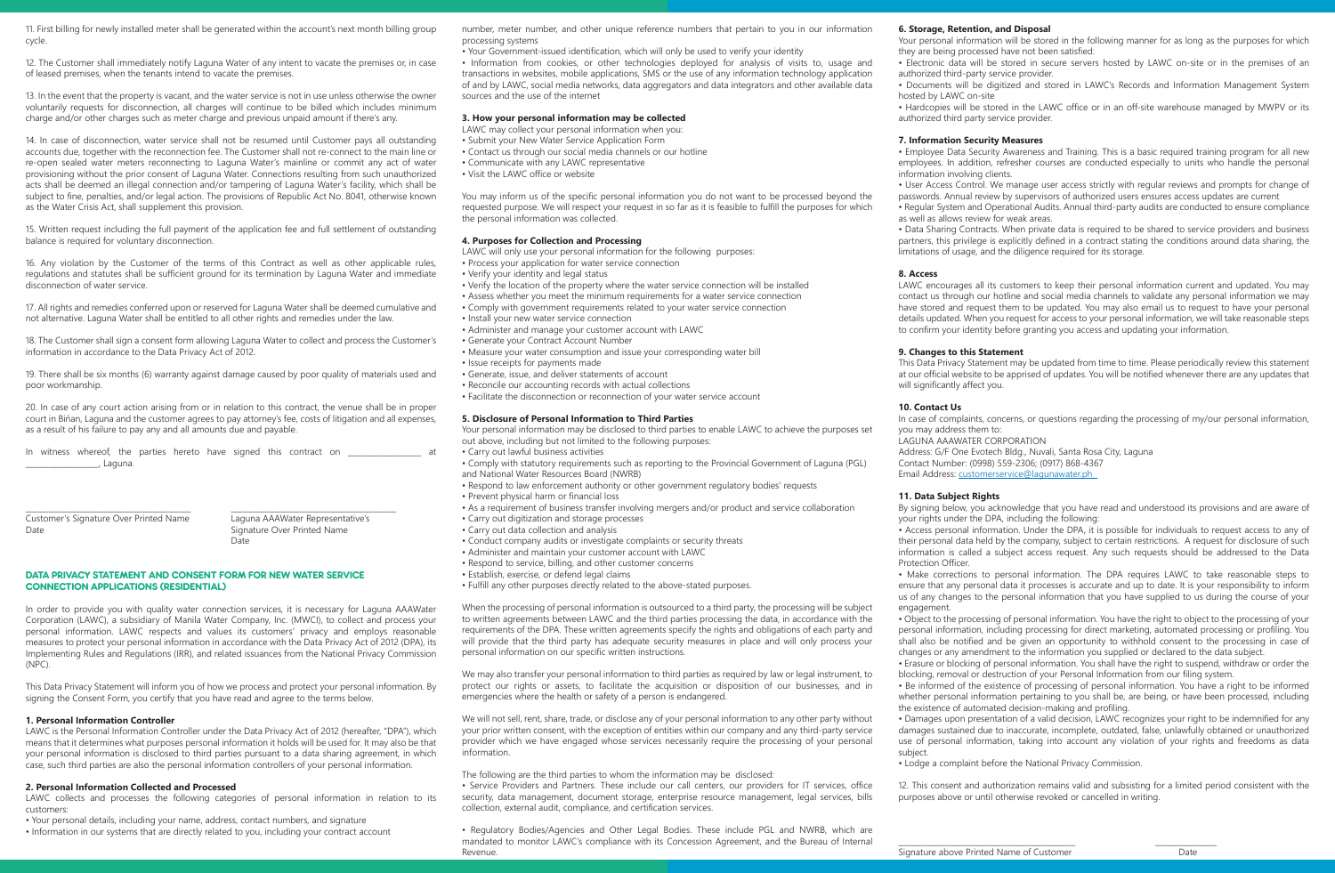11. First billing for newly installed meter shall be generated within the account's next month billing group cycle.

12. The Customer shall immediately notify Laguna Water of any intent to vacate the premises or, in case of leased premises, when the tenants intend to vacate the premises.

13. In the event that the property is vacant, and the water service is not in use unless otherwise the owner voluntarily requests for disconnection, all charges will continue to be billed which includes minimum charge and/or other charges such as meter charge and previous unpaid amount if there's any.

14. In case of disconnection, water service shall not be resumed until Customer pays all outstanding accounts due, together with the reconnection fee. The Customer shall not re-connect to the main line or re-open sealed water meters reconnecting to Laguna Water's mainline or commit any act of water provisioning without the prior consent of Laguna Water. Connections resulting from such unauthorized acts shall be deemed an illegal connection and/or tampering of Laguna Water's facility, which shall be subject to fine, penalties, and/or legal action. The provisions of Republic Act No. 8041, otherwise known as the Water Crisis Act, shall supplement this provision.

15. Written request including the full payment of the application fee and full settlement of outstanding balance is required for voluntary disconnection.

16. Any violation by the Customer of the terms of this Contract as well as other applicable rules, regulations and statutes shall be sufficient ground for its termination by Laguna Water and immediate disconnection of water service.

17. All rights and remedies conferred upon or reserved for Laguna Water shall be deemed cumulative and not alternative. Laguna Water shall be entitled to all other rights and remedies under the law.

18. The Customer shall sign a consent form allowing Laguna Water to collect and process the Customer's information in accordance to the Data Privacy Act of 2012.

19. There shall be six months (6) warranty against damage caused by poor quality of materials used and poor workmanship.

20. In case of any court action arising from or in relation to this contract, the venue shall be in proper court in Biñan, Laguna and the customer agrees to pay attorney's fee, costs of litigation and all expenses, as a result of his failure to pay any and all amounts due and payable.

In witness whereof, the parties hereto have signed this contract on ________________ at ________________, Laguna.

________________________________
Customer's Signature Over Printed Name
Date

________________________________
Laguna AAAWater Representative's
Signature Over Printed Name
Date

## DATA PRIVACY STATEMENT AND CONSENT FORM FOR NEW WATER SERVICE CONNECTION APPLICATIONS (RESIDENTIAL)

In order to provide you with quality water connection services, it is necessary for Laguna AAAWater Corporation (LAWC), a subsidiary of Manila Water Company, Inc. (MWCI), to collect and process your personal information. LAWC respects and values its customers' privacy and employs reasonable measures to protect your personal information in accordance with the Data Privacy Act of 2012 (DPA), its Implementing Rules and Regulations (IRR), and related issuances from the National Privacy Commission (NPC).

This Data Privacy Statement will inform you of how we process and protect your personal information. By signing the Consent Form, you certify that you have read and agree to the terms below.

### 1. Personal Information Controller

LAWC is the Personal Information Controller under the Data Privacy Act of 2012 (hereafter, "DPA"), which means that it determines what purposes personal information it holds will be used for. It may also be that your personal information is disclosed to third parties pursuant to a data sharing agreement, in which case, such third parties are also the personal information controllers of your personal information.

### 2. Personal Information Collected and Processed

LAWC collects and processes the following categories of personal information in relation to its customers:

- Your personal details, including your name, address, contact numbers, and signature
- Information in our systems that are directly related to you, including your contract account number, meter number, and other unique reference numbers that pertain to you in our information processing systems
- Your Government-issued identification, which will only be used to verify your identity
- Information from cookies, or other technologies deployed for analysis of visits to, usage and transactions in websites, mobile applications, SMS or the use of any information technology application of and by LAWC, social media networks, data aggregators and data integrators and other available data sources and the use of the internet

### 3. How your personal information may be collected

LAWC may collect your personal information when you:

- Submit your New Water Service Application Form
- Contact us through our social media channels or our hotline
- Communicate with any LAWC representative
- Visit the LAWC office or website

You may inform us of the specific personal information you do not want to be processed beyond the requested purpose. We will respect your request in so far as it is feasible to fulfill the purposes for which the personal information was collected.

### 4. Purposes for Collection and Processing

LAWC will only use your personal information for the following purposes:

- Process your application for water service connection
- Verify your identity and legal status
- Verify the location of the property where the water service connection will be installed
- Assess whether you meet the minimum requirements for a water service connection
- Comply with government requirements related to your water service connection
- Install your new water service connection
- Administer and manage your customer account with LAWC
- Generate your Contract Account Number
- Measure your water consumption and issue your corresponding water bill
- Issue receipts for payments made
- Generate, issue, and deliver statements of account
- Reconcile our accounting records with actual collections
- Facilitate the disconnection or reconnection of your water service account

### 5. Disclosure of Personal Information to Third Parties

Your personal information may be disclosed to third parties to enable LAWC to achieve the purposes set out above, including but not limited to the following purposes:

- Carry out lawful business activities
- Comply with statutory requirements such as reporting to the Provincial Government of Laguna (PGL) and National Water Resources Board (NWRB)
- Respond to law enforcement authority or other government regulatory bodies' requests
- Prevent physical harm or financial loss
- As a requirement of business transfer involving mergers and/or product and service collaboration
- Carry out digitization and storage processes
- Carry out data collection and analysis
- Conduct company audits or investigate complaints or security threats
- Administer and maintain your customer account with LAWC
- Respond to service, billing, and other customer concerns
- Establish, exercise, or defend legal claims
- Fulfill any other purposes directly related to the above-stated purposes.

When the processing of personal information is outsourced to a third party, the processing will be subject to written agreements between LAWC and the third parties processing the data, in accordance with the requirements of the DPA. These written agreements specify the rights and obligations of each party and will provide that the third party has adequate security measures in place and will only process your personal information on our specific written instructions.

We may also transfer your personal information to third parties as required by law or legal instrument, to protect our rights or assets, to facilitate the acquisition or disposition of our businesses, and in emergencies where the health or safety of a person is endangered.

We will not sell, rent, share, trade, or disclose any of your personal information to any other party without your prior written consent, with the exception of entities within our company and any third-party service provider which we have engaged whose services necessarily require the processing of your personal information.

The following are the third parties to whom the information may be disclosed:

- Service Providers and Partners. These include our call centers, our providers for IT services, office security, data management, document storage, enterprise resource management, legal services, bills collection, external audit, compliance, and certification services.
- Regulatory Bodies/Agencies and Other Legal Bodies. These include PGL and NWRB, which are mandated to monitor LAWC's compliance with its Concession Agreement, and the Bureau of Internal Revenue.

### 6. Storage, Retention, and Disposal

Your personal information will be stored in the following manner for as long as the purposes for which they are being processed have not been satisfied:

- Electronic data will be stored in secure servers hosted by LAWC on-site or in the premises of an authorized third-party service provider.
- Documents will be digitized and stored in LAWC's Records and Information Management System hosted by LAWC on-site
- Hardcopies will be stored in the LAWC office or in an off-site warehouse managed by MWPV or its authorized third party service provider.

### 7. Information Security Measures

- Employee Data Security Awareness and Training. This is a basic required training program for all new employees. In addition, refresher courses are conducted especially to units who handle the personal information involving clients.
- User Access Control. We manage user access strictly with regular reviews and prompts for change of passwords. Annual review by supervisors of authorized users ensures access updates are current
- Regular System and Operational Audits. Annual third-party audits are conducted to ensure compliance as well as allows review for weak areas.
- Data Sharing Contracts. When private data is required to be shared to service providers and business partners, this privilege is explicitly defined in a contract stating the conditions around data sharing, the limitations of usage, and the diligence required for its storage.

### 8. Access

LAWC encourages all its customers to keep their personal information current and updated. You may contact us through our hotline and social media channels to validate any personal information we may have stored and request them to be updated. You may also email us to request to have your personal details updated. When you request for access to your personal information, we will take reasonable steps to confirm your identity before granting you access and updating your information.

### 9. Changes to this Statement

This Data Privacy Statement may be updated from time to time. Please periodically review this statement at our official website to be apprised of updates. You will be notified whenever there are any updates that will significantly affect you.

### 10. Contact Us

In case of complaints, concerns, or questions regarding the processing of my/our personal information, you may address them to:
LAGUNA AAAWATER CORPORATION
Address: G/F One Evotech Bldg., Nuvali, Santa Rosa City, Laguna
Contact Number: (0998) 559-2306; (0917) 868-4367
Email Address: customerservice@lagunawater.ph

### 11. Data Subject Rights

By signing below, you acknowledge that you have read and understood its provisions and are aware of your rights under the DPA, including the following:

- Access personal information. Under the DPA, it is possible for individuals to request access to any of their personal data held by the company, subject to certain restrictions. A request for disclosure of such information is called a subject access request. Any such requests should be addressed to the Data Protection Officer.
- Make corrections to personal information. The DPA requires LAWC to take reasonable steps to ensure that any personal data it processes is accurate and up to date. It is your responsibility to inform us of any changes to the personal information that you have supplied to us during the course of your engagement.
- Object to the processing of personal information. You have the right to object to the processing of your personal information, including processing for direct marketing, automated processing or profiling. You shall also be notified and be given an opportunity to withhold consent to the processing in case of changes or any amendment to the information you supplied or declared to the data subject.
- Erasure or blocking of personal information. You shall have the right to suspend, withdraw or order the blocking, removal or destruction of your Personal Information from our filing system.
- Be informed of the existence of processing of personal information. You have a right to be informed whether personal information pertaining to you shall be, are being, or have been processed, including the existence of automated decision-making and profiling.
- Damages upon presentation of a valid decision, LAWC recognizes your right to be indemnified for any damages sustained due to inaccurate, incomplete, outdated, false, unlawfully obtained or unauthorized use of personal information, taking into account any violation of your rights and freedoms as data subject.
- Lodge a complaint before the National Privacy Commission.

12. This consent and authorization remains valid and subsisting for a limited period consistent with the purposes above or until otherwise revoked or cancelled in writing.

________________________________
Signature above Printed Name of Customer

________________
Date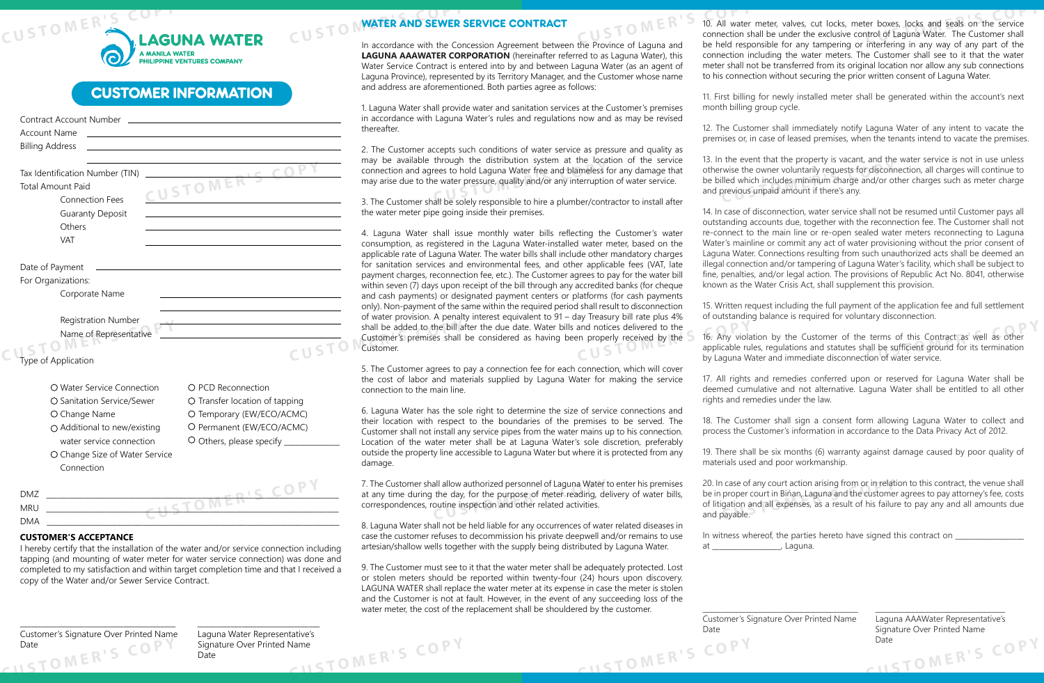# LAGUNA WATER

A MANILA WATER PHILIPPINE VENTURES COMPANY

## CUSTOMER INFORMATION

Contract Account Number ______________________

Account Name ______________________

Billing Address ______________________

______________________

Tax Identification Number (TIN) ______________________

Total Amount Paid

- Connection Fees ______________________
- Guaranty Deposit ______________________
- Others ______________________
- VAT ______________________

Date of Payment ______________________

For Organizations:

- Corporate Name ______________________
- Registration Number ______________________
- Name of Representative ______________________

Type of Application

- O Water Service Connection
- O Sanitation Service/Sewer
- O Change Name
- O Additional to new/existing water service connection
- O Change Size of Water Service Connection
- O PCD Reconnection
- O Transfer location of tapping
- O Temporary (EW/ECO/ACMC)
- O Permanent (EW/ECO/ACMC)
- O Others, please specify ____________

DMZ ______________________

MRU ______________________

DMA ______________________

**CUSTOMER'S ACCEPTANCE**

I hereby certify that the installation of the water and/or service connection including tapping (and mounting of water meter for water service connection) was done and completed to my satisfaction and within target completion time and that I received a copy of the Water and/or Sewer Service Contract.

______________________ Customer's Signature Over Printed Name
Date

______________________ Laguna Water Representative's Signature Over Printed Name
Date

## WATER AND SEWER SERVICE CONTRACT

In accordance with the Concession Agreement between the Province of Laguna and **LAGUNA AAAWATER CORPORATION** (hereinafter referred to as Laguna Water), this Water Service Contract is entered into by and between Laguna Water (as an agent of Laguna Province), represented by its Territory Manager, and the Customer whose name and address are aforementioned. Both parties agree as follows:

1. Laguna Water shall provide water and sanitation services at the Customer's premises in accordance with Laguna Water's rules and regulations now and as may be revised thereafter.

2. The Customer accepts such conditions of water service as pressure and quality as may be available through the distribution system at the location of the service connection and agrees to hold Laguna Water free and blameless for any damage that may arise due to the water pressure, quality and/or any interruption of water service.

3. The Customer shall be solely responsible to hire a plumber/contractor to install after the water meter pipe going inside their premises.

4. Laguna Water shall issue monthly water bills reflecting the Customer's water consumption, as registered in the Laguna Water-installed water meter, based on the applicable rate of Laguna Water. The water bills shall include other mandatory charges for sanitation services and environmental fees, and other applicable fees (VAT, late payment charges, reconnection fee, etc.). The Customer agrees to pay for the water bill within seven (7) days upon receipt of the bill through any accredited banks (for cheque and cash payments) or designated payment centers or platforms (for cash payments only). Non-payment of the same within the required period shall result to disconnection of water provision. A penalty interest equivalent to 91 – day Treasury bill rate plus 4% shall be added to the bill after the due date. Water bills and notices delivered to the Customer's premises shall be considered as having been properly received by the Customer.

5. The Customer agrees to pay a connection fee for each connection, which will cover the cost of labor and materials supplied by Laguna Water for making the service connection to the main line.

6. Laguna Water has the sole right to determine the size of service connections and their location with respect to the boundaries of the premises to be served. The Customer shall not install any service pipes from the water mains up to his connection. Location of the water meter shall be at Laguna Water's sole discretion, preferably outside the property line accessible to Laguna Water but where it is protected from any damage.

7. The Customer shall allow authorized personnel of Laguna Water to enter his premises at any time during the day, for the purpose of meter reading, delivery of water bills, correspondences, routine inspection and other related activities.

8. Laguna Water shall not be held liable for any occurrences of water related diseases in case the customer refuses to decommission his private deepwell and/or remains to use artesian/shallow wells together with the supply being distributed by Laguna Water.

9. The Customer must see to it that the water meter shall be adequately protected. Lost or stolen meters should be reported within twenty-four (24) hours upon discovery. LAGUNA WATER shall replace the water meter at its expense in case the meter is stolen and the Customer is not at fault. However, in the event of any succeeding loss of the water meter, the cost of the replacement shall be shouldered by the customer.

10. All water meter, valves, cut locks, meter boxes, locks and seals on the service connection shall be under the exclusive control of Laguna Water. The Customer shall be held responsible for any tampering or interfering in any way of any part of the connection including the water meters. The Customer shall see to it that the water meter shall not be transferred from its original location nor allow any sub connections to his connection without securing the prior written consent of Laguna Water.

11. First billing for newly installed meter shall be generated within the account's next month billing group cycle.

12. The Customer shall immediately notify Laguna Water of any intent to vacate the premises or, in case of leased premises, when the tenants intend to vacate the premises.

13. In the event that the property is vacant, and the water service is not in use unless otherwise the owner voluntarily requests for disconnection, all charges will continue to be billed which includes minimum charge and/or other charges such as meter charge and previous unpaid amount if there's any.

14. In case of disconnection, water service shall not be resumed until Customer pays all outstanding accounts due, together with the reconnection fee. The Customer shall not re-connect to the main line or re-open sealed water meters reconnecting to Laguna Water's mainline or commit any act of water provisioning without the prior consent of Laguna Water. Connections resulting from such unauthorized acts shall be deemed an illegal connection and/or tampering of Laguna Water's facility, which shall be subject to fine, penalties, and/or legal action. The provisions of Republic Act No. 8041, otherwise known as the Water Crisis Act, shall supplement this provision.

15. Written request including the full payment of the application fee and full settlement of outstanding balance is required for voluntary disconnection.

16. Any violation by the Customer of the terms of this Contract as well as other applicable rules, regulations and statutes shall be sufficient ground for its termination by Laguna Water and immediate disconnection of water service.

17. All rights and remedies conferred upon or reserved for Laguna Water shall be deemed cumulative and not alternative. Laguna Water shall be entitled to all other rights and remedies under the law.

18. The Customer shall sign a consent form allowing Laguna Water to collect and process the Customer's information in accordance to the Data Privacy Act of 2012.

19. There shall be six months (6) warranty against damage caused by poor quality of materials used and poor workmanship.

20. In case of any court action arising from or in relation to this contract, the venue shall be in proper court in Biñan, Laguna and the customer agrees to pay attorney's fee, costs of litigation and all expenses, as a result of his failure to pay any and all amounts due and payable.

In witness whereof, the parties hereto have signed this contract on ________________ at ________________, Laguna.

______________________ Customer's Signature Over Printed Name
Date

______________________ Laguna AAAWater Representative's Signature Over Printed Name
Date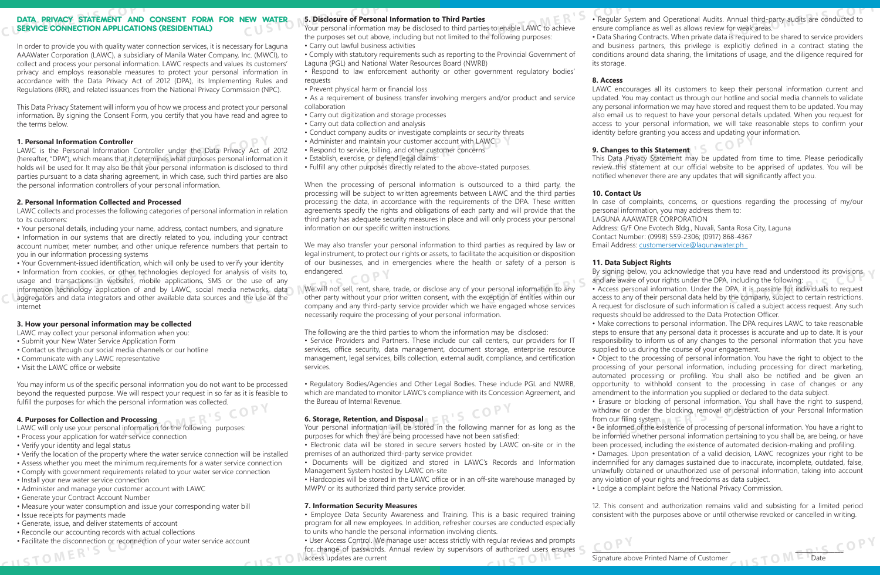# DATA PRIVACY STATEMENT AND CONSENT FORM FOR NEW WATER SERVICE CONNECTION APPLICATIONS (RESIDENTIAL)

In order to provide you with quality water connection services, it is necessary for Laguna AAAWater Corporation (LAWC), a subsidiary of Manila Water Company, Inc. (MWCI), to collect and process your personal information. LAWC respects and values its customers' privacy and employs reasonable measures to protect your personal information in accordance with the Data Privacy Act of 2012 (DPA), its Implementing Rules and Regulations (IRR), and related issuances from the National Privacy Commission (NPC).

This Data Privacy Statement will inform you of how we process and protect your personal information. By signing the Consent Form, you certify that you have read and agree to the terms below.

### 1. Personal Information Controller

LAWC is the Personal Information Controller under the Data Privacy Act of 2012 (hereafter, "DPA"), which means that it determines what purposes personal information it holds will be used for. It may also be that your personal information is disclosed to third parties pursuant to a data sharing agreement, in which case, such third parties are also the personal information controllers of your personal information.

### 2. Personal Information Collected and Processed

LAWC collects and processes the following categories of personal information in relation to its customers:

- Your personal details, including your name, address, contact numbers, and signature
- Information in our systems that are directly related to you, including your contract account number, meter number, and other unique reference numbers that pertain to you in our information processing systems
- Your Government-issued identification, which will only be used to verify your identity
- Information from cookies, or other technologies deployed for analysis of visits to, usage and transactions in websites, mobile applications, SMS or the use of any information technology application of and by LAWC, social media networks, data aggregators and data integrators and other available data sources and the use of the internet

### 3. How your personal information may be collected

LAWC may collect your personal information when you:

- Submit your New Water Service Application Form
- Contact us through our social media channels or our hotline
- Communicate with any LAWC representative
- Visit the LAWC office or website

You may inform us of the specific personal information you do not want to be processed beyond the requested purpose. We will respect your request in so far as it is feasible to fulfill the purposes for which the personal information was collected.

### 4. Purposes for Collection and Processing

LAWC will only use your personal information for the following purposes:

- Process your application for water service connection
- Verify your identity and legal status
- Verify the location of the property where the water service connection will be installed
- Assess whether you meet the minimum requirements for a water service connection
- Comply with government requirements related to your water service connection
- Install your new water service connection
- Administer and manage your customer account with LAWC
- Generate your Contract Account Number
- Measure your water consumption and issue your corresponding water bill
- Issue receipts for payments made
- Generate, issue, and deliver statements of account
- Reconcile our accounting records with actual collections
- Facilitate the disconnection or reconnection of your water service account

### 5. Disclosure of Personal Information to Third Parties

Your personal information may be disclosed to third parties to enable LAWC to achieve the purposes set out above, including but not limited to the following purposes:

- Carry out lawful business activities
- Comply with statutory requirements such as reporting to the Provincial Government of Laguna (PGL) and National Water Resources Board (NWRB)
- Respond to law enforcement authority or other government regulatory bodies' requests
- Prevent physical harm or financial loss
- As a requirement of business transfer involving mergers and/or product and service collaboration
- Carry out digitization and storage processes
- Carry out data collection and analysis
- Conduct company audits or investigate complaints or security threats
- Administer and maintain your customer account with LAWC
- Respond to service, billing, and other customer concerns
- Establish, exercise, or defend legal claims
- Fulfill any other purposes directly related to the above-stated purposes.

When the processing of personal information is outsourced to a third party, the processing will be subject to written agreements between LAWC and the third parties processing the data, in accordance with the requirements of the DPA. These written agreements specify the rights and obligations of each party and will provide that the third party has adequate security measures in place and will only process your personal information on our specific written instructions.

We may also transfer your personal information to third parties as required by law or legal instrument, to protect our rights or assets, to facilitate the acquisition or disposition of our businesses, and in emergencies where the health or safety of a person is endangered.

We will not sell, rent, share, trade, or disclose any of your personal information to any other party without your prior written consent, with the exception of entities within our company and any third-party service provider which we have engaged whose services necessarily require the processing of your personal information.

The following are the third parties to whom the information may be disclosed:

- Service Providers and Partners. These include our call centers, our providers for IT services, office security, data management, document storage, enterprise resource management, legal services, bills collection, external audit, compliance, and certification services.

- Regulatory Bodies/Agencies and Other Legal Bodies. These include PGL and NWRB, which are mandated to monitor LAWC's compliance with its Concession Agreement, and the Bureau of Internal Revenue.

### 6. Storage, Retention, and Disposal

Your personal information will be stored in the following manner for as long as the purposes for which they are being processed have not been satisfied:

- Electronic data will be stored in secure servers hosted by LAWC on-site or in the premises of an authorized third-party service provider.
- Documents will be digitized and stored in LAWC's Records and Information Management System hosted by LAWC on-site
- Hardcopies will be stored in the LAWC office or in an off-site warehouse managed by MWPV or its authorized third party service provider.

### 7. Information Security Measures

- Employee Data Security Awareness and Training. This is a basic required training program for all new employees. In addition, refresher courses are conducted especially to units who handle the personal information involving clients.
- User Access Control. We manage user access strictly with regular reviews and prompts for change of passwords. Annual review by supervisors of authorized users ensures access updates are current
- Regular System and Operational Audits. Annual third-party audits are conducted to ensure compliance as well as allows review for weak areas.
- Data Sharing Contracts. When private data is required to be shared to service providers and business partners, this privilege is explicitly defined in a contract stating the conditions around data sharing, the limitations of usage, and the diligence required for its storage.

### 8. Access

LAWC encourages all its customers to keep their personal information current and updated. You may contact us through our hotline and social media channels to validate any personal information we may have stored and request them to be updated. You may also email us to request to have your personal details updated. When you request for access to your personal information, we will take reasonable steps to confirm your identity before granting you access and updating your information.

### 9. Changes to this Statement

This Data Privacy Statement may be updated from time to time. Please periodically review this statement at our official website to be apprised of updates. You will be notified whenever there are any updates that will significantly affect you.

### 10. Contact Us

In case of complaints, concerns, or questions regarding the processing of my/our personal information, you may address them to:
LAGUNA AAAWATER CORPORATION
Address: G/F One Evotech Bldg., Nuvali, Santa Rosa City, Laguna
Contact Number: (0998) 559-2306; (0917) 868-4367
Email Address: customerservice@lagunawater.ph

### 11. Data Subject Rights

By signing below, you acknowledge that you have read and understood its provisions and are aware of your rights under the DPA, including the following:

- Access personal information. Under the DPA, it is possible for individuals to request access to any of their personal data held by the company, subject to certain restrictions. A request for disclosure of such information is called a subject access request. Any such requests should be addressed to the Data Protection Officer.
- Make corrections to personal information. The DPA requires LAWC to take reasonable steps to ensure that any personal data it processes is accurate and up to date. It is your responsibility to inform us of any changes to the personal information that you have supplied to us during the course of your engagement.
- Object to the processing of personal information. You have the right to object to the processing of your personal information, including processing for direct marketing, automated processing or profiling. You shall also be notified and be given an opportunity to withhold consent to the processing in case of changes or any amendment to the information you supplied or declared to the data subject.
- Erasure or blocking of personal information. You shall have the right to suspend, withdraw or order the blocking, removal or destruction of your Personal Information from our filing system.
- Be informed of the existence of processing of personal information. You have a right to be informed whether personal information pertaining to you shall be, are being, or have been processed, including the existence of automated decision-making and profiling.
- Damages. Upon presentation of a valid decision, LAWC recognizes your right to be indemnified for any damages sustained due to inaccurate, incomplete, outdated, false, unlawfully obtained or unauthorized use of personal information, taking into account any violation of your rights and freedoms as data subject.
- Lodge a complaint before the National Privacy Commission.

12. This consent and authorization remains valid and subsisting for a limited period consistent with the purposes above or until otherwise revoked or cancelled in writing.

Signature above Printed Name of Customer

Date